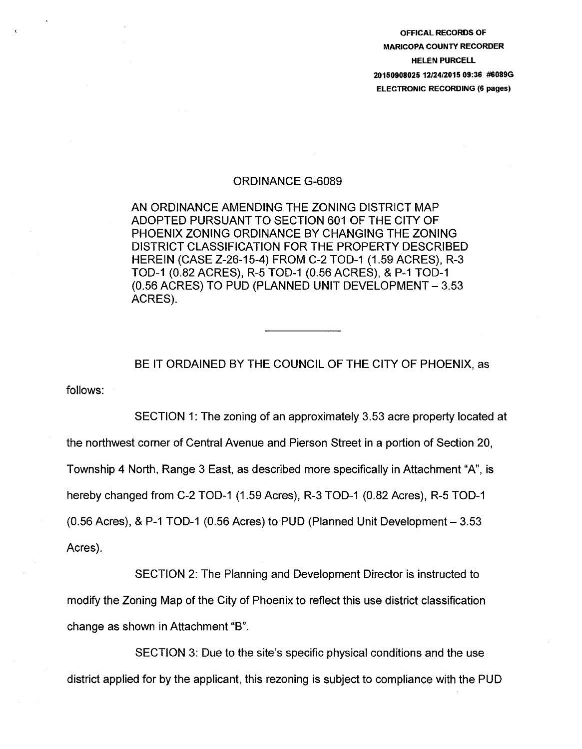OFFICAL RECORDS OF
MARICOPA COUNTY RECORDER
HELEN PURCELL
20150908025 12/24/2015 09:36 #6089G
ELECTRONIC RECORDING (6 pages)

# ORDINANCE G-6089

AN ORDINANCE AMENDING THE ZONING DISTRICT MAP ADOPTED PURSUANT TO SECTION 601 OF THE CITY OF PHOENIX ZONING ORDINANCE BY CHANGING THE ZONING DISTRICT CLASSIFICATION FOR THE PROPERTY DESCRIBED HEREIN (CASE Z-26-15-4) FROM C-2 TOD-1 (1.59 ACRES), R-3 TOD-1 (0.82 ACRES), R-5 TOD-1 (0.56 ACRES), & P-1 TOD-1 (0.56 ACRES) TO PUD (PLANNED UNIT DEVELOPMENT – 3.53 ACRES).

---

BE IT ORDAINED BY THE COUNCIL OF THE CITY OF PHOENIX, as follows:

SECTION 1: The zoning of an approximately 3.53 acre property located at the northwest corner of Central Avenue and Pierson Street in a portion of Section 20, Township 4 North, Range 3 East, as described more specifically in Attachment "A", is hereby changed from C-2 TOD-1 (1.59 Acres), R-3 TOD-1 (0.82 Acres), R-5 TOD-1 (0.56 Acres), & P-1 TOD-1 (0.56 Acres) to PUD (Planned Unit Development – 3.53 Acres).

SECTION 2: The Planning and Development Director is instructed to modify the Zoning Map of the City of Phoenix to reflect this use district classification change as shown in Attachment "B".

SECTION 3: Due to the site's specific physical conditions and the use district applied for by the applicant, this rezoning is subject to compliance with the PUD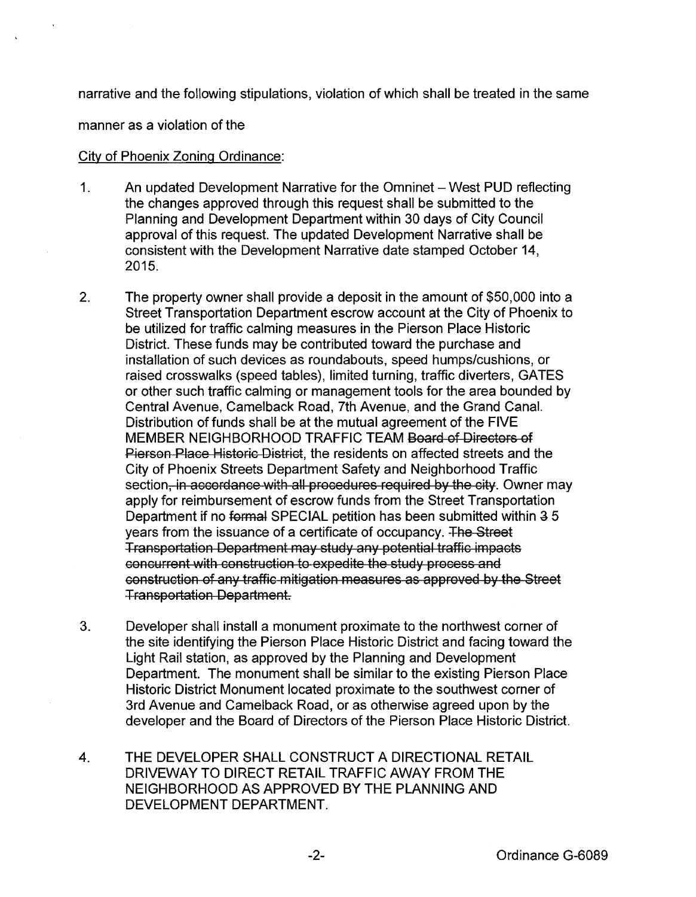narrative and the following stipulations, violation of which shall be treated in the same

manner as a violation of the

City of Phoenix Zoning Ordinance:

1. An updated Development Narrative for the Omninet – West PUD reflecting the changes approved through this request shall be submitted to the Planning and Development Department within 30 days of City Council approval of this request. The updated Development Narrative shall be consistent with the Development Narrative date stamped October 14, 2015.

2. The property owner shall provide a deposit in the amount of $50,000 into a Street Transportation Department escrow account at the City of Phoenix to be utilized for traffic calming measures in the Pierson Place Historic District. These funds may be contributed toward the purchase and installation of such devices as roundabouts, speed humps/cushions, or raised crosswalks (speed tables), limited turning, traffic diverters, GATES or other such traffic calming or management tools for the area bounded by Central Avenue, Camelback Road, 7th Avenue, and the Grand Canal. Distribution of funds shall be at the mutual agreement of the FIVE MEMBER NEIGHBORHOOD TRAFFIC TEAM ~~Board of Directors of Pierson Place Historic District~~, the residents on affected streets and the City of Phoenix Streets Department Safety and Neighborhood Traffic section~~, in accordance with all procedures required by the city~~. Owner may apply for reimbursement of escrow funds from the Street Transportation Department if no ~~formal~~ SPECIAL petition has been submitted within ~~3~~ 5 years from the issuance of a certificate of occupancy. ~~The Street Transportation Department may study any potential traffic impacts concurrent with construction to expedite the study process and construction of any traffic mitigation measures as approved by the Street Transportation Department.~~

3. Developer shall install a monument proximate to the northwest corner of the site identifying the Pierson Place Historic District and facing toward the Light Rail station, as approved by the Planning and Development Department. The monument shall be similar to the existing Pierson Place Historic District Monument located proximate to the southwest corner of 3rd Avenue and Camelback Road, or as otherwise agreed upon by the developer and the Board of Directors of the Pierson Place Historic District.

4. THE DEVELOPER SHALL CONSTRUCT A DIRECTIONAL RETAIL DRIVEWAY TO DIRECT RETAIL TRAFFIC AWAY FROM THE NEIGHBORHOOD AS APPROVED BY THE PLANNING AND DEVELOPMENT DEPARTMENT.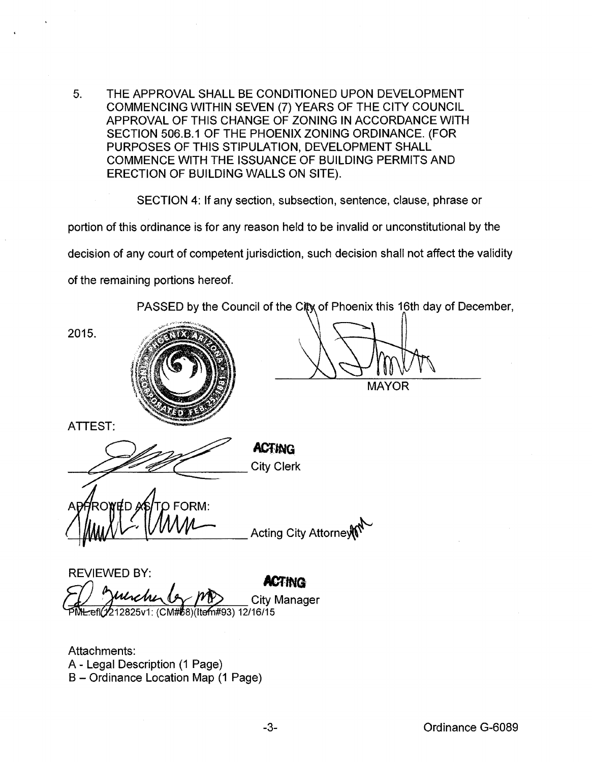5. THE APPROVAL SHALL BE CONDITIONED UPON DEVELOPMENT COMMENCING WITHIN SEVEN (7) YEARS OF THE CITY COUNCIL APPROVAL OF THIS CHANGE OF ZONING IN ACCORDANCE WITH SECTION 506.B.1 OF THE PHOENIX ZONING ORDINANCE. (FOR PURPOSES OF THIS STIPULATION, DEVELOPMENT SHALL COMMENCE WITH THE ISSUANCE OF BUILDING PERMITS AND ERECTION OF BUILDING WALLS ON SITE).

SECTION 4: If any section, subsection, sentence, clause, phrase or portion of this ordinance is for any reason held to be invalid or unconstitutional by the decision of any court of competent jurisdiction, such decision shall not affect the validity of the remaining portions hereof.

PASSED by the Council of the City of Phoenix this 16th day of December, 2015.

\_\_\_\_\_\_\_\_\_\_\_\_\_\_\_\_\_\_\_\_\_\_\_\_ MAYOR

ATTEST:

\_\_\_\_\_\_\_\_\_\_\_\_\_\_\_\_\_\_\_\_\_\_\_\_ **ACTING** City Clerk

APPROVED AS TO FORM:

\_\_\_\_\_\_\_\_\_\_\_\_\_\_\_\_\_\_\_\_\_\_\_\_ Acting City Attorney

REVIEWED BY:

\_\_\_\_\_\_\_\_\_\_\_\_\_\_\_\_\_\_\_\_\_\_\_\_ **ACTING** City Manager

PML:efl:1212825v1: (CM#68)(Item#93) 12/16/15

Attachments:
A - Legal Description (1 Page)
B – Ordinance Location Map (1 Page)

Ordinance G-6089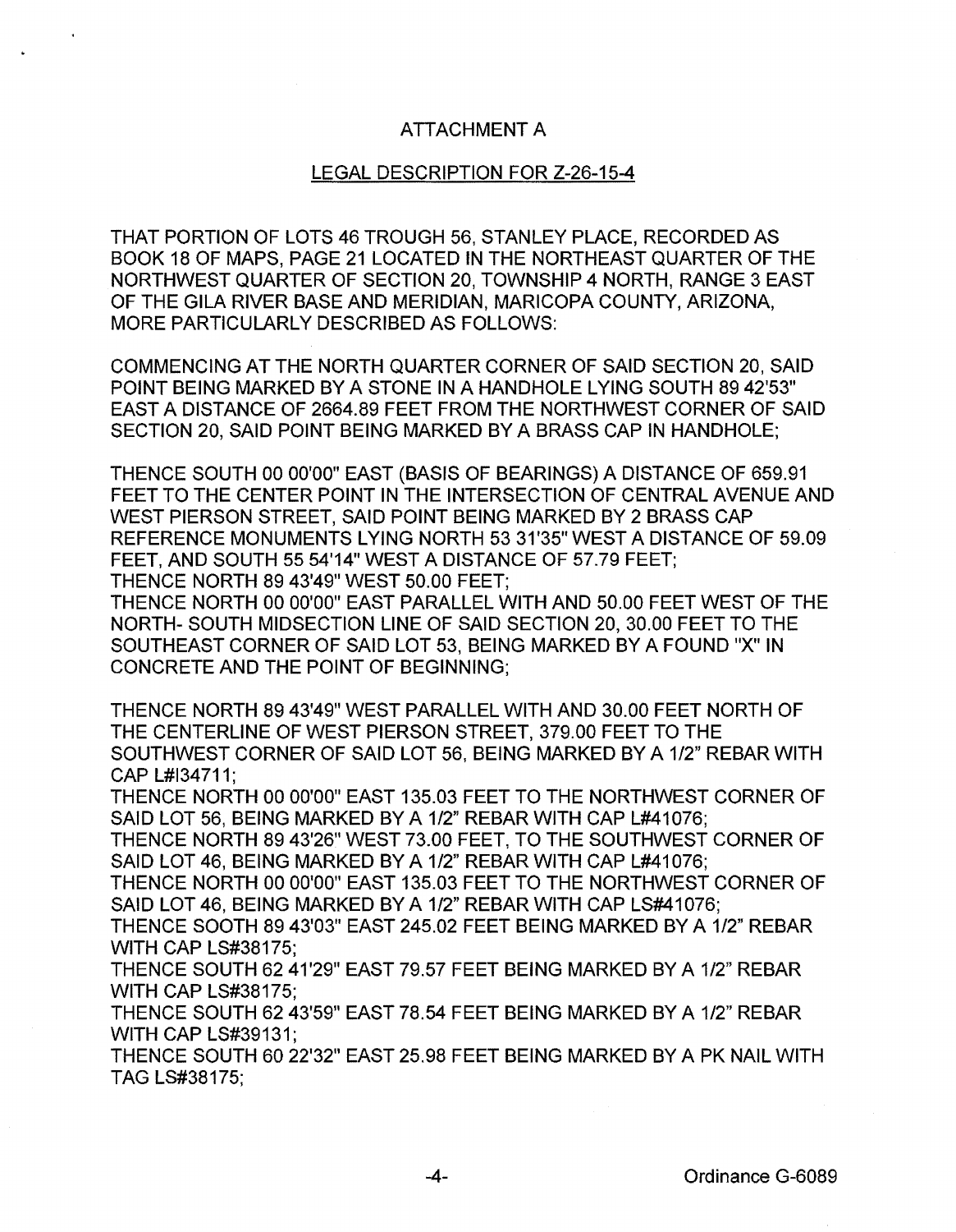## ATTACHMENT A

## LEGAL DESCRIPTION FOR Z-26-15-4

THAT PORTION OF LOTS 46 TROUGH 56, STANLEY PLACE, RECORDED AS BOOK 18 OF MAPS, PAGE 21 LOCATED IN THE NORTHEAST QUARTER OF THE NORTHWEST QUARTER OF SECTION 20, TOWNSHIP 4 NORTH, RANGE 3 EAST OF THE GILA RIVER BASE AND MERIDIAN, MARICOPA COUNTY, ARIZONA, MORE PARTICULARLY DESCRIBED AS FOLLOWS:

COMMENCING AT THE NORTH QUARTER CORNER OF SAID SECTION 20, SAID POINT BEING MARKED BY A STONE IN A HANDHOLE LYING SOUTH 89 42'53" EAST A DISTANCE OF 2664.89 FEET FROM THE NORTHWEST CORNER OF SAID SECTION 20, SAID POINT BEING MARKED BY A BRASS CAP IN HANDHOLE;

THENCE SOUTH 00 00'00" EAST (BASIS OF BEARINGS) A DISTANCE OF 659.91 FEET TO THE CENTER POINT IN THE INTERSECTION OF CENTRAL AVENUE AND WEST PIERSON STREET, SAID POINT BEING MARKED BY 2 BRASS CAP REFERENCE MONUMENTS LYING NORTH 53 31'35" WEST A DISTANCE OF 59.09 FEET, AND SOUTH 55 54'14" WEST A DISTANCE OF 57.79 FEET;
THENCE NORTH 89 43'49" WEST 50.00 FEET;
THENCE NORTH 00 00'00" EAST PARALLEL WITH AND 50.00 FEET WEST OF THE NORTH- SOUTH MIDSECTION LINE OF SAID SECTION 20, 30.00 FEET TO THE SOUTHEAST CORNER OF SAID LOT 53, BEING MARKED BY A FOUND "X" IN CONCRETE AND THE POINT OF BEGINNING;

THENCE NORTH 89 43'49" WEST PARALLEL WITH AND 30.00 FEET NORTH OF THE CENTERLINE OF WEST PIERSON STREET, 379.00 FEET TO THE SOUTHWEST CORNER OF SAID LOT 56, BEING MARKED BY A 1/2" REBAR WITH CAP L#I34711;
THENCE NORTH 00 00'00" EAST 135.03 FEET TO THE NORTHWEST CORNER OF SAID LOT 56, BEING MARKED BY A 1/2" REBAR WITH CAP L#41076;
THENCE NORTH 89 43'26" WEST 73.00 FEET, TO THE SOUTHWEST CORNER OF SAID LOT 46, BEING MARKED BY A 1/2" REBAR WITH CAP L#41076;
THENCE NORTH 00 00'00" EAST 135.03 FEET TO THE NORTHWEST CORNER OF SAID LOT 46, BEING MARKED BY A 1/2" REBAR WITH CAP LS#41076;
THENCE SOOTH 89 43'03" EAST 245.02 FEET BEING MARKED BY A 1/2" REBAR WITH CAP LS#38175;
THENCE SOUTH 62 41'29" EAST 79.57 FEET BEING MARKED BY A 1/2" REBAR WITH CAP LS#38175;
THENCE SOUTH 62 43'59" EAST 78.54 FEET BEING MARKED BY A 1/2" REBAR WITH CAP LS#39131;
THENCE SOUTH 60 22'32" EAST 25.98 FEET BEING MARKED BY A PK NAIL WITH TAG LS#38175;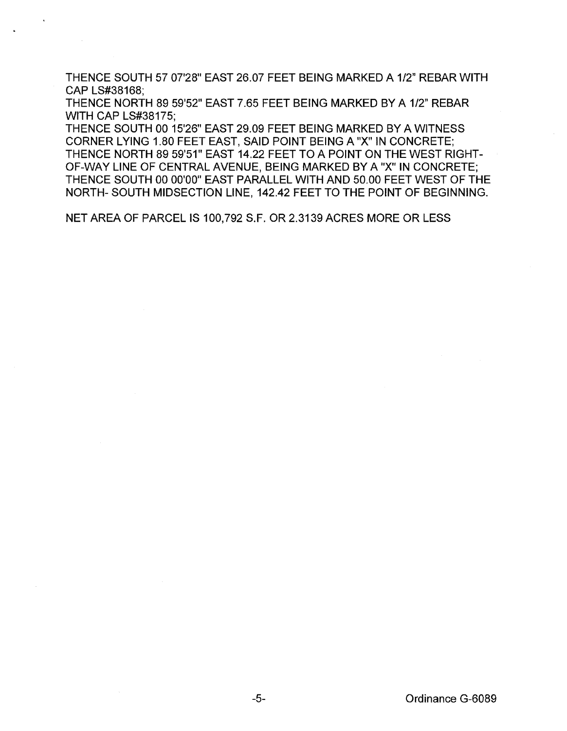THENCE SOUTH 57 07'28" EAST 26.07 FEET BEING MARKED A 1/2" REBAR WITH CAP LS#38168;
THENCE NORTH 89 59'52" EAST 7.65 FEET BEING MARKED BY A 1/2" REBAR WITH CAP LS#38175;
THENCE SOUTH 00 15'26" EAST 29.09 FEET BEING MARKED BY A WITNESS CORNER LYING 1.80 FEET EAST, SAID POINT BEING A "X" IN CONCRETE;
THENCE NORTH 89 59'51" EAST 14.22 FEET TO A POINT ON THE WEST RIGHT-OF-WAY LINE OF CENTRAL AVENUE, BEING MARKED BY A "X" IN CONCRETE;
THENCE SOUTH 00 00'00" EAST PARALLEL WITH AND 50.00 FEET WEST OF THE NORTH- SOUTH MIDSECTION LINE, 142.42 FEET TO THE POINT OF BEGINNING.

NET AREA OF PARCEL IS 100,792 S.F. OR 2.3139 ACRES MORE OR LESS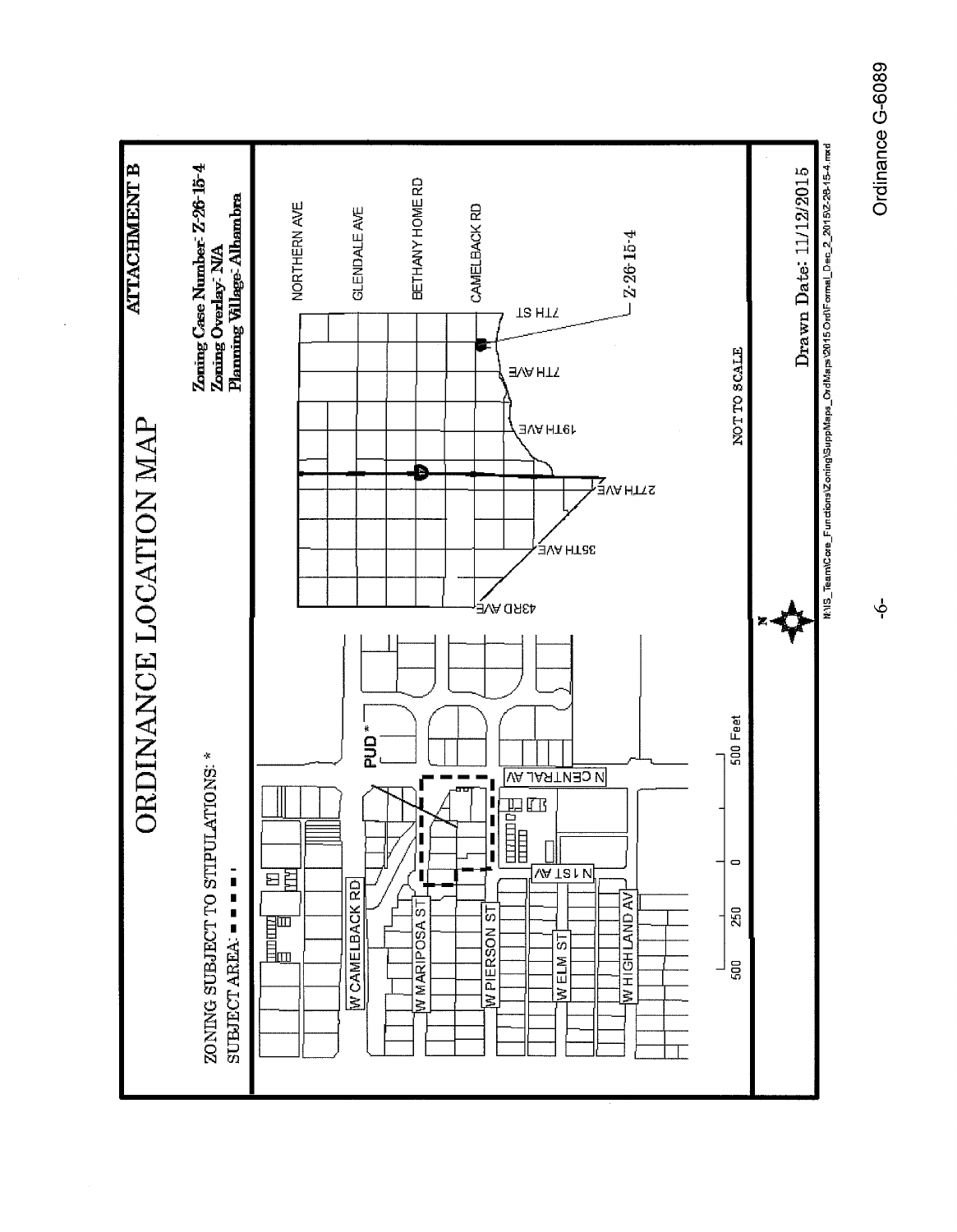# ORDINANCE LOCATION MAP

**ATTACHMENT B**

ZONING SUBJECT TO STIPULATIONS: *

SUBJECT AREA: ■ ■ ■ ■ ■

**Zoning Case Number: Z-26-15-4**
**Zoning Overlay: N/A**
**Planning Village: Alhambra**

PUD *

W CAMELBACK RD

W MARIPOSA ST

W PIERSON ST

W ELM ST

W HIGHLAND AV

N 1ST AV

N CENTRAL AV

500 250 0 500 Feet

NORTHERN AVE

GLENDALE AVE

BETHANY HOME RD

CAMELBACK RD

43RD AVE

35TH AVE

27TH AVE

19TH AVE

7TH AVE

7TH ST

Z-26-15-4

NOT TO SCALE

N

Drawn Date: 11/12/2015

N:\IS_Team\Core_Functions\Zoning\SuppMaps_OrdMaps\2015 Ord\Formal_Dec_2_2015\Z-26-15-4.mxd

Ordinance G-6089